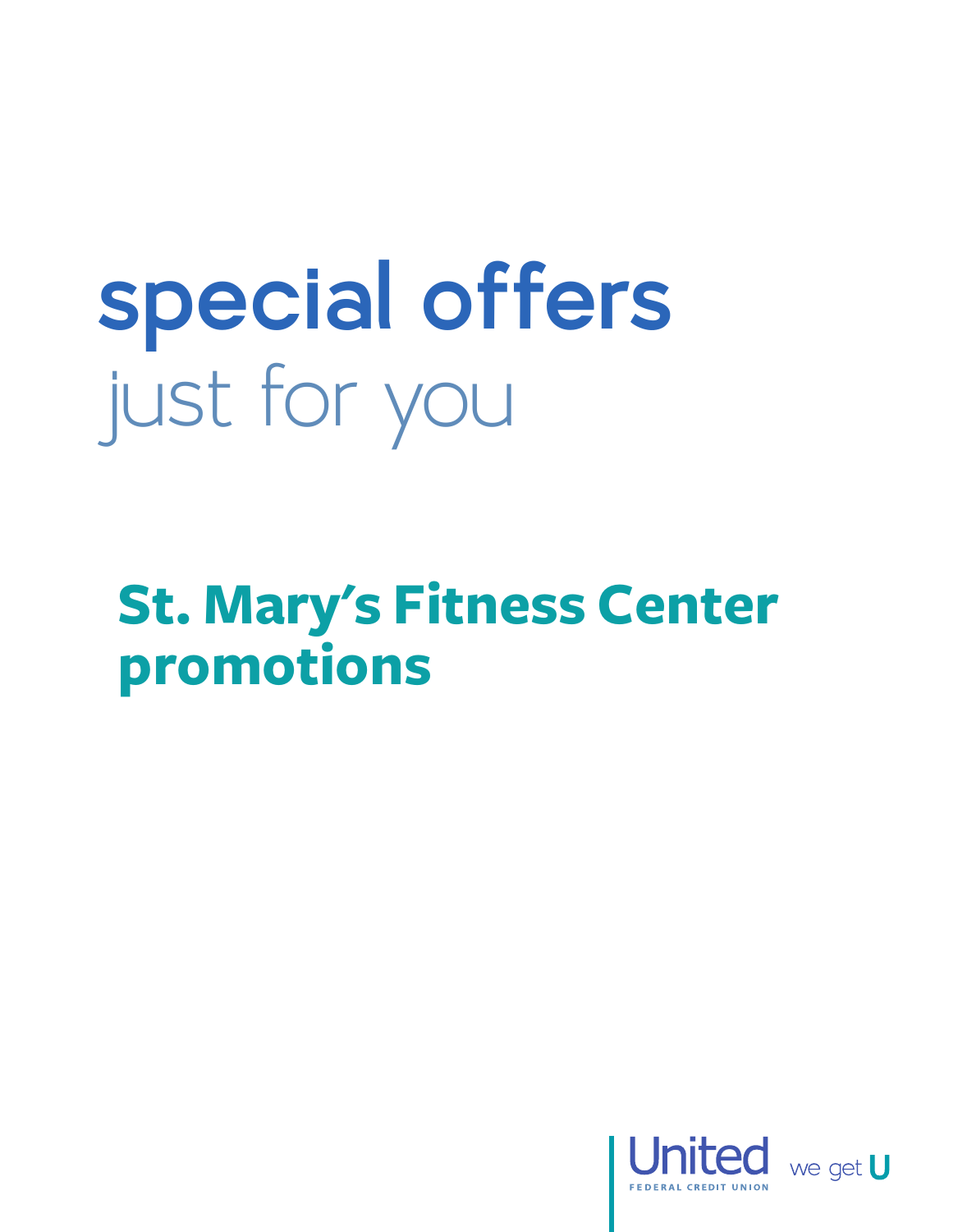# special offers

just for you

## St. Mary's Fitness Center promotions

United FEDERAL CREDIT UNION we get U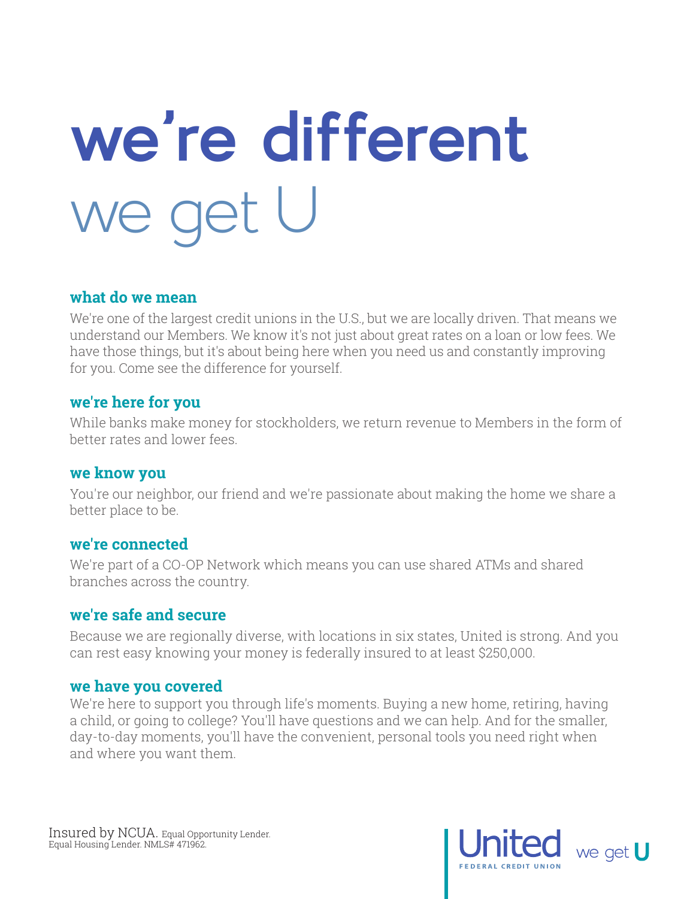# we're different

## we get U

### what do we mean

We're one of the largest credit unions in the U.S., but we are locally driven. That means we understand our Members. We know it's not just about great rates on a loan or low fees. We have those things, but it's about being here when you need us and constantly improving for you. Come see the difference for yourself.

### we're here for you

While banks make money for stockholders, we return revenue to Members in the form of better rates and lower fees.

### we know you

You're our neighbor, our friend and we're passionate about making the home we share a better place to be.

### we're connected

We're part of a CO-OP Network which means you can use shared ATMs and shared branches across the country.

### we're safe and secure

Because we are regionally diverse, with locations in six states, United is strong. And you can rest easy knowing your money is federally insured to at least $250,000.

### we have you covered

We're here to support you through life's moments. Buying a new home, retiring, having a child, or going to college? You'll have questions and we can help. And for the smaller, day-to-day moments, you'll have the convenient, personal tools you need right when and where you want them.

Insured by NCUA. Equal Opportunity Lender. Equal Housing Lender. NMLS# 471962.

United FEDERAL CREDIT UNION we get U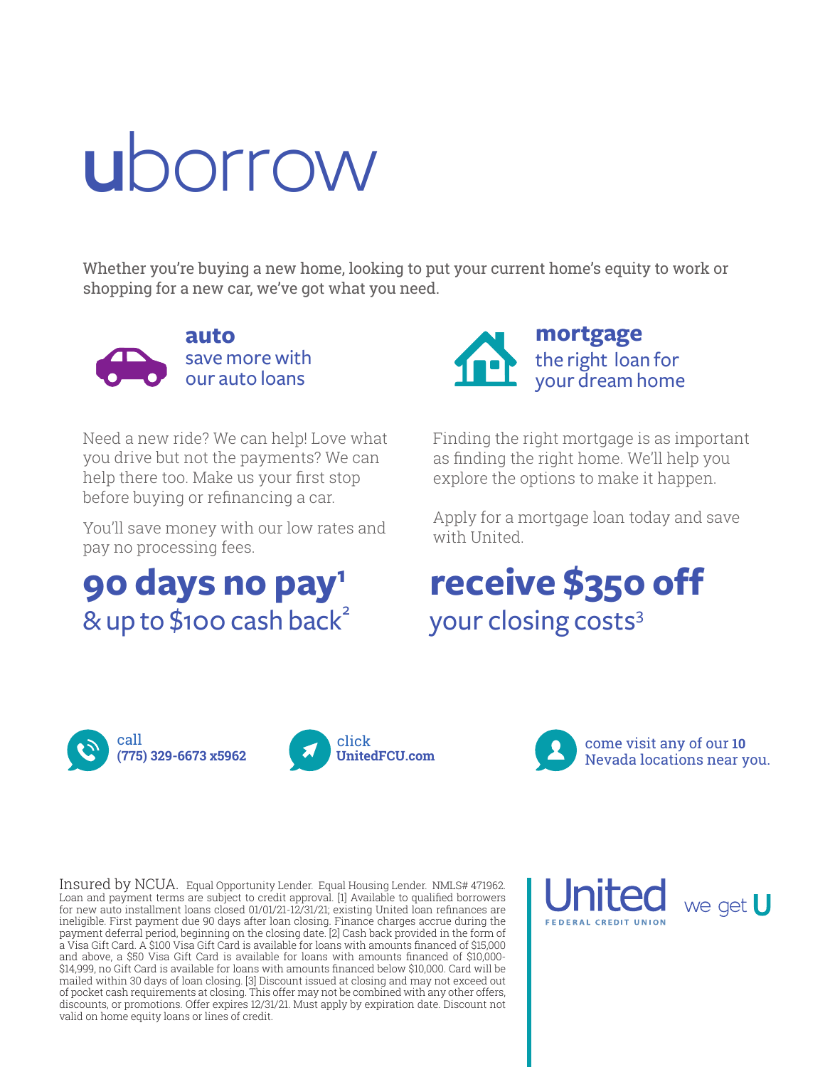# uborrow

Whether you're buying a new home, looking to put your current home's equity to work or shopping for a new car, we've got what you need.

## auto

save more with our auto loans

Need a new ride? We can help! Love what you drive but not the payments? We can help there too. Make us your first stop before buying or refinancing a car.

You'll save money with our low rates and pay no processing fees.

**90 days no pay[1]**

& up to $100 cash back[2]

## mortgage

the right loan for your dream home

Finding the right mortgage is as important as finding the right home. We'll help you explore the options to make it happen.

Apply for a mortgage loan today and save with United.

**receive $350 off**

your closing costs[3]

call
**(775) 329-6673 x5962**

click
**UnitedFCU.com**

come visit any of our **10** Nevada locations near you.

Insured by NCUA. Equal Opportunity Lender. Equal Housing Lender. NMLS# 471962. Loan and payment terms are subject to credit approval. [1] Available to qualified borrowers for new auto installment loans closed 01/01/21-12/31/21; existing United loan refinances are ineligible. First payment due 90 days after loan closing. Finance charges accrue during the payment deferral period, beginning on the closing date. [2] Cash back provided in the form of a Visa Gift Card. A $100 Visa Gift Card is available for loans with amounts financed of $15,000 and above, a $50 Visa Gift Card is available for loans with amounts financed of $10,000-$14,999, no Gift Card is available for loans with amounts financed below $10,000. Card will be mailed within 30 days of loan closing. [3] Discount issued at closing and may not exceed out of pocket cash requirements at closing. This offer may not be combined with any other offers, discounts, or promotions. Offer expires 12/31/21. Must apply by expiration date. Discount not valid on home equity loans or lines of credit.

United FEDERAL CREDIT UNION — we get U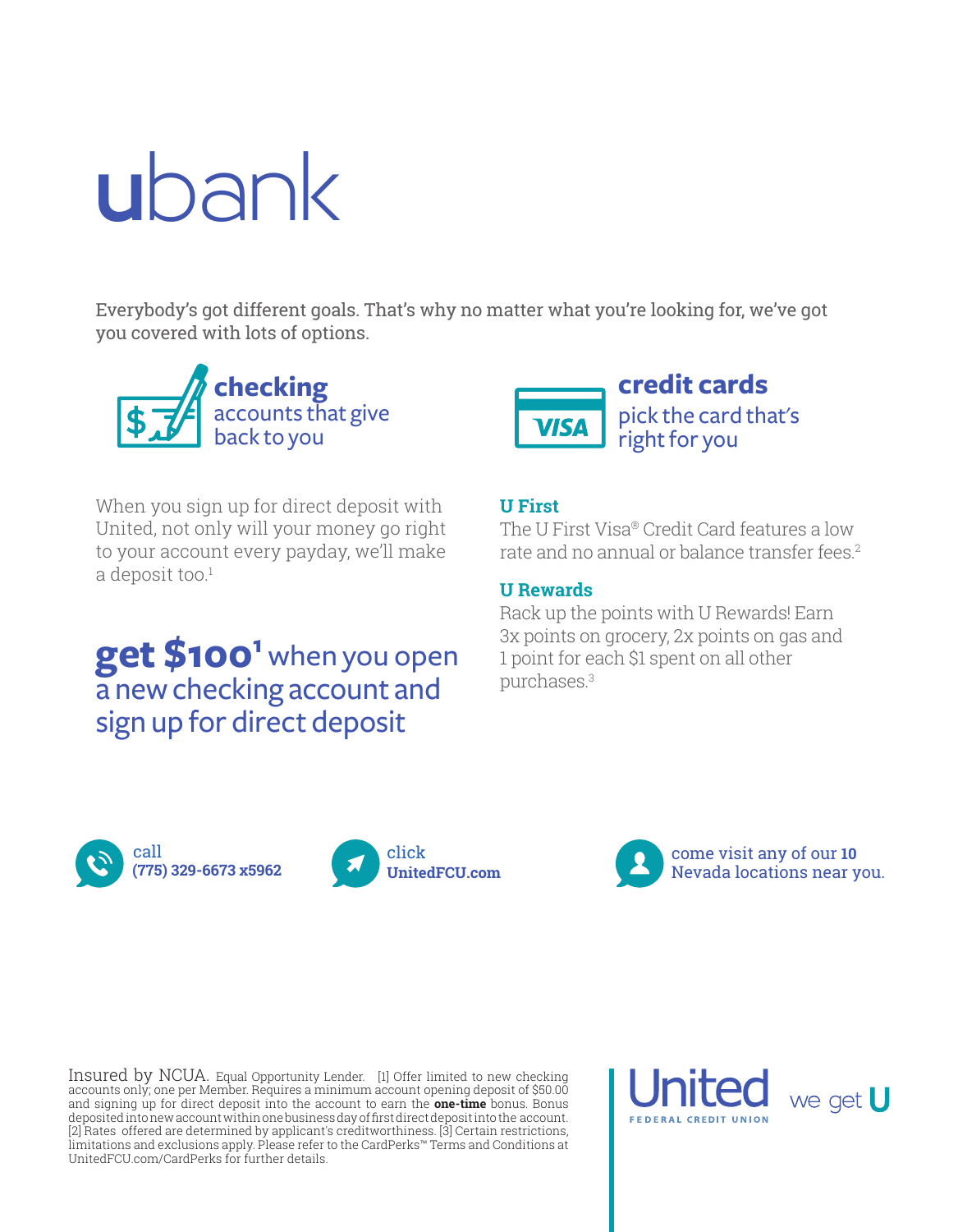# ubank

Everybody's got different goals. That's why no matter what you're looking for, we've got you covered with lots of options.

## checking

accounts that give back to you

When you sign up for direct deposit with United, not only will your money go right to your account every payday, we'll make a deposit too.[1]

**get $100[1]** when you open a new checking account and sign up for direct deposit

## credit cards

pick the card that's right for you

### U First

The U First Visa® Credit Card features a low rate and no annual or balance transfer fees.[2]

### U Rewards

Rack up the points with U Rewards! Earn 3x points on grocery, 2x points on gas and 1 point for each $1 spent on all other purchases.[3]

call **(775) 329-6673 x5962**

click **UnitedFCU.com**

come visit any of our **10** Nevada locations near you.

Insured by NCUA. Equal Opportunity Lender. [1] Offer limited to new checking accounts only; one per Member. Requires a minimum account opening deposit of $50.00 and signing up for direct deposit into the account to earn the **one-time** bonus. Bonus deposited into new account within one business day of first direct deposit into the account. [2] Rates offered are determined by applicant's creditworthiness. [3] Certain restrictions, limitations and exclusions apply. Please refer to the CardPerks™ Terms and Conditions at UnitedFCU.com/CardPerks for further details.

United FEDERAL CREDIT UNION we get U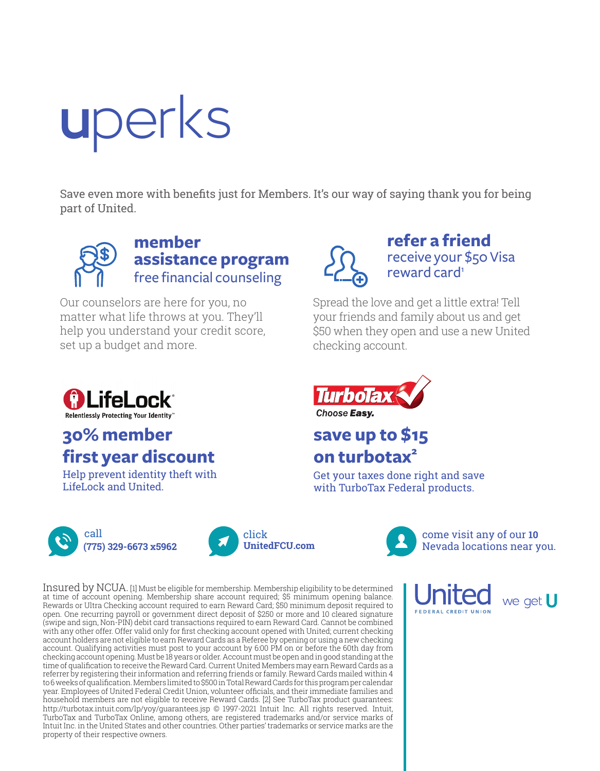# uperks

Save even more with benefits just for Members. It's our way of saying thank you for being part of United.

## member assistance program

free financial counseling

Our counselors are here for you, no matter what life throws at you. They'll help you understand your credit score, set up a budget and more.

## refer a friend

receive your $50 Visa reward card[1]

Spread the love and get a little extra! Tell your friends and family about us and get $50 when they open and use a new United checking account.

LifeLock
Relentlessly Protecting Your Identity™

## 30% member first year discount

Help prevent identity theft with LifeLock and United.

TurboTax
*Choose* ***Easy.***

## save up to $15 on turbotax[2]

Get your taxes done right and save with TurboTax Federal products.

call **(775) 329-6673 x5962**

click **UnitedFCU.com**

come visit any of our **10** Nevada locations near you.

Insured by NCUA. [1] Must be eligible for membership. Membership eligibility to be determined at time of account opening. Membership share account required; $5 minimum opening balance. Rewards or Ultra Checking account required to earn Reward Card; $50 minimum deposit required to open. One recurring payroll or government direct deposit of $250 or more and 10 cleared signature (swipe and sign, Non-PIN) debit card transactions required to earn Reward Card. Cannot be combined with any other offer. Offer valid only for first checking account opened with United; current checking account holders are not eligible to earn Reward Cards as a Referee by opening or using a new checking account. Qualifying activities must post to your account by 6:00 PM on or before the 60th day from checking account opening. Must be 18 years or older. Account must be open and in good standing at the time of qualification to receive the Reward Card. Current United Members may earn Reward Cards as a referrer by registering their information and referring friends or family. Reward Cards mailed within 4 to 6 weeks of qualification. Members limited to $500 in Total Reward Cards for this program per calendar year. Employees of United Federal Credit Union, volunteer officials, and their immediate families and household members are not eligible to receive Reward Cards. [2] See TurboTax product guarantees: http://turbotax.intuit.com/lp/yoy/guarantees.jsp © 1997-2021 Intuit Inc. All rights reserved. Intuit, TurboTax and TurboTax Online, among others, are registered trademarks and/or service marks of Intuit Inc. in the United States and other countries. Other parties' trademarks or service marks are the property of their respective owners.

United FEDERAL CREDIT UNION — we get U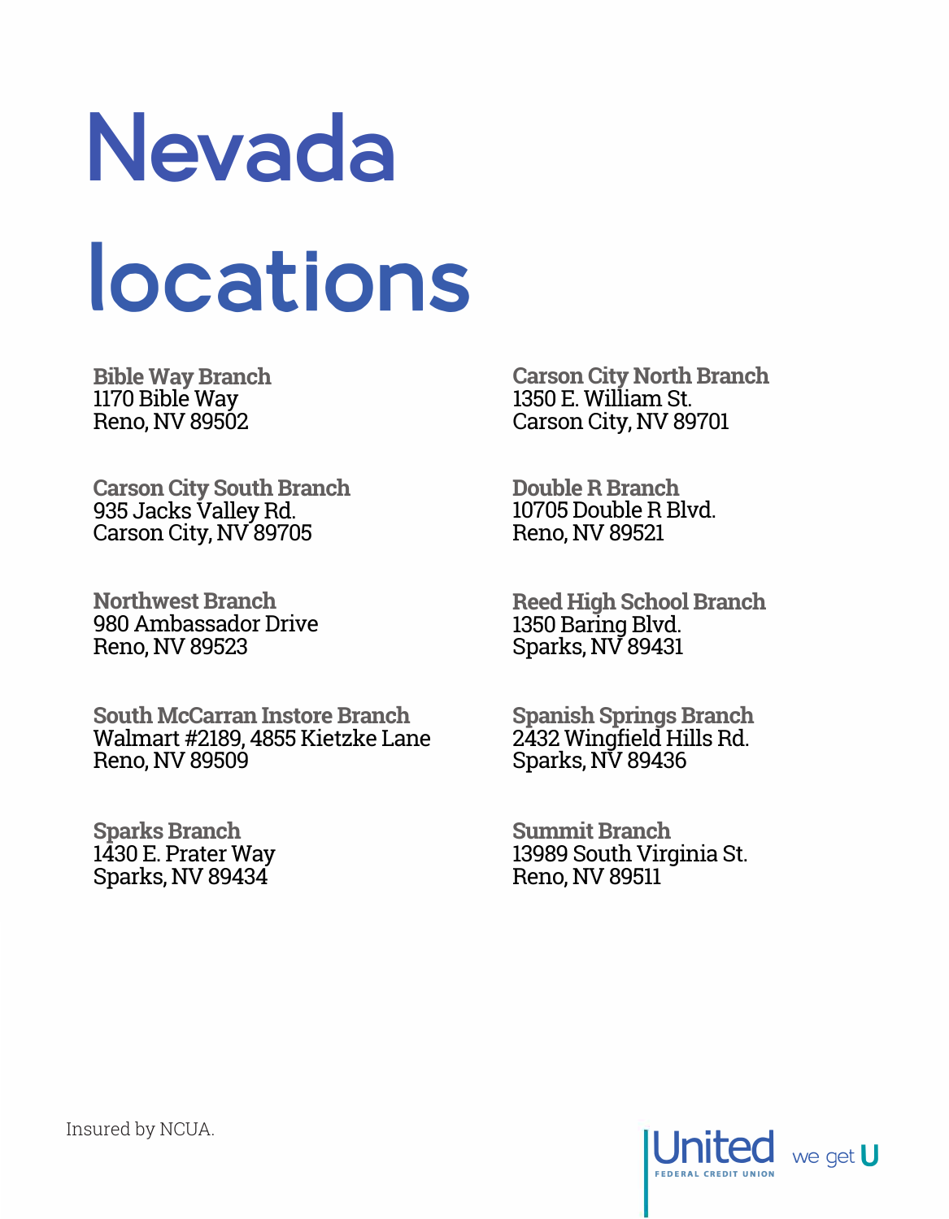# Nevada locations

**Bible Way Branch**
1170 Bible Way
Reno, NV 89502

**Carson City North Branch**
1350 E. William St.
Carson City, NV 89701

**Carson City South Branch**
935 Jacks Valley Rd.
Carson City, NV 89705

**Double R Branch**
10705 Double R Blvd.
Reno, NV 89521

**Northwest Branch**
980 Ambassador Drive
Reno, NV 89523

**Reed High School Branch**
1350 Baring Blvd.
Sparks, NV 89431

**South McCarran Instore Branch**
Walmart #2189, 4855 Kietzke Lane
Reno, NV 89509

**Spanish Springs Branch**
2432 Wingfield Hills Rd.
Sparks, NV 89436

**Sparks Branch**
1430 E. Prater Way
Sparks, NV 89434

**Summit Branch**
13989 South Virginia St.
Reno, NV 89511

Insured by NCUA.

United FEDERAL CREDIT UNION we get U